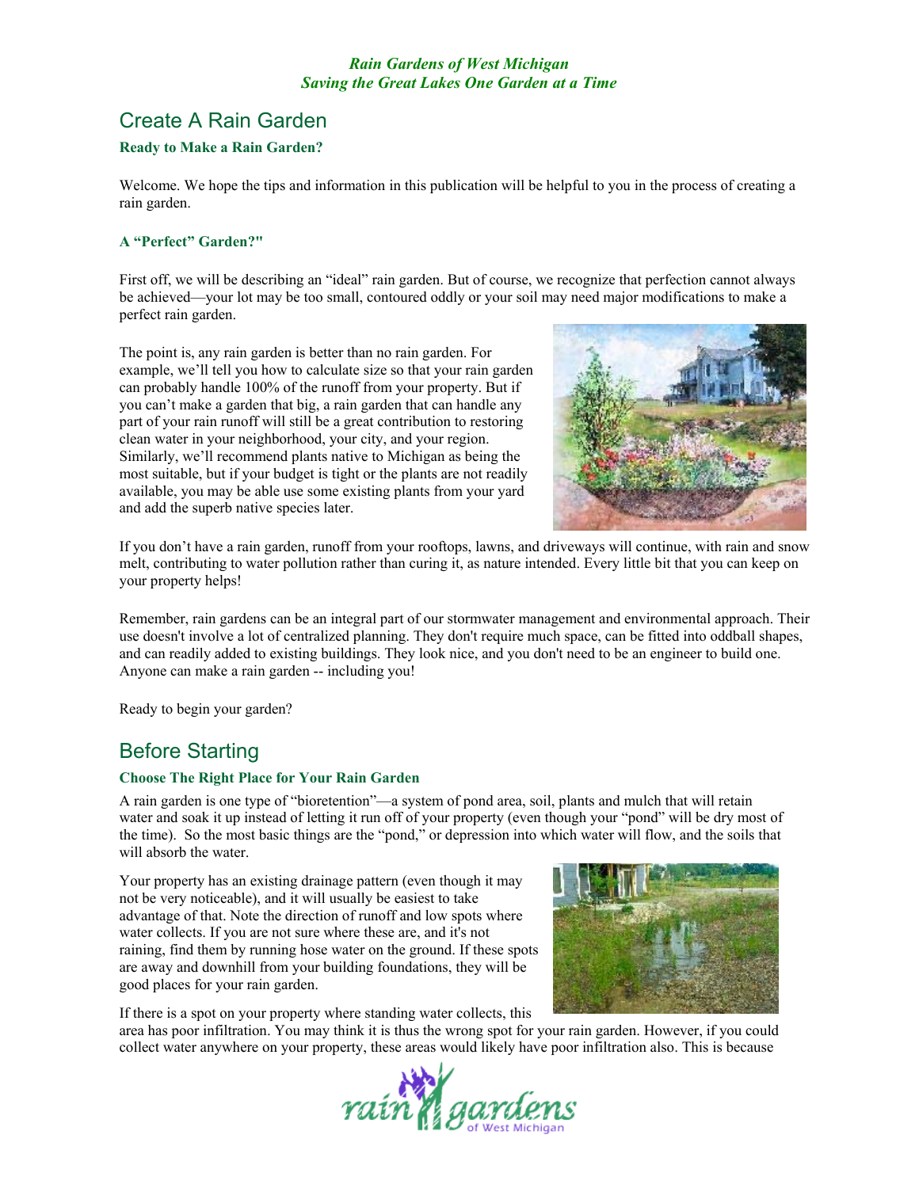*Rain Gardens of West Michigan*
*Saving the Great Lakes One Garden at a Time*

# Create A Rain Garden

### Ready to Make a Rain Garden?

Welcome. We hope the tips and information in this publication will be helpful to you in the process of creating a rain garden.

### A "Perfect" Garden?"

First off, we will be describing an "ideal" rain garden. But of course, we recognize that perfection cannot always be achieved—your lot may be too small, contoured oddly or your soil may need major modifications to make a perfect rain garden.

The point is, any rain garden is better than no rain garden. For example, we'll tell you how to calculate size so that your rain garden can probably handle 100% of the runoff from your property. But if you can't make a garden that big, a rain garden that can handle any part of your rain runoff will still be a great contribution to restoring clean water in your neighborhood, your city, and your region. Similarly, we'll recommend plants native to Michigan as being the most suitable, but if your budget is tight or the plants are not readily available, you may be able use some existing plants from your yard and add the superb native species later.

If you don't have a rain garden, runoff from your rooftops, lawns, and driveways will continue, with rain and snow melt, contributing to water pollution rather than curing it, as nature intended. Every little bit that you can keep on your property helps!

Remember, rain gardens can be an integral part of our stormwater management and environmental approach. Their use doesn't involve a lot of centralized planning. They don't require much space, can be fitted into oddball shapes, and can readily added to existing buildings. They look nice, and you don't need to be an engineer to build one. Anyone can make a rain garden -- including you!

Ready to begin your garden?

# Before Starting

### Choose The Right Place for Your Rain Garden

A rain garden is one type of "bioretention"—a system of pond area, soil, plants and mulch that will retain water and soak it up instead of letting it run off of your property (even though your "pond" will be dry most of the time). So the most basic things are the "pond," or depression into which water will flow, and the soils that will absorb the water.

Your property has an existing drainage pattern (even though it may not be very noticeable), and it will usually be easiest to take advantage of that. Note the direction of runoff and low spots where water collects. If you are not sure where these are, and it's not raining, find them by running hose water on the ground. If these spots are away and downhill from your building foundations, they will be good places for your rain garden.

If there is a spot on your property where standing water collects, this area has poor infiltration. You may think it is thus the wrong spot for your rain garden. However, if you could collect water anywhere on your property, these areas would likely have poor infiltration also. This is because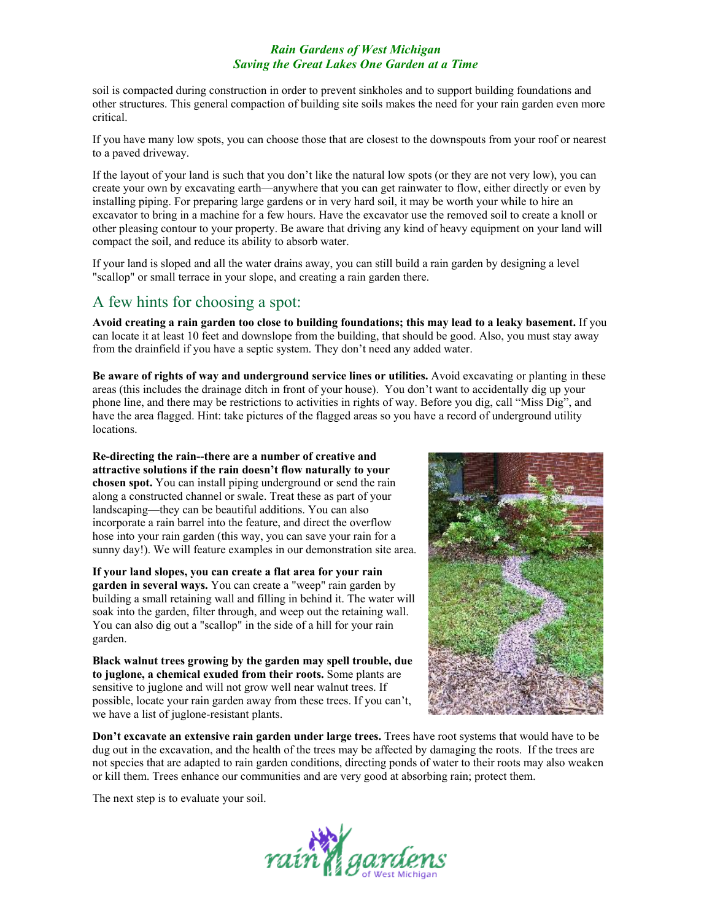soil is compacted during construction in order to prevent sinkholes and to support building foundations and other structures. This general compaction of building site soils makes the need for your rain garden even more critical.

If you have many low spots, you can choose those that are closest to the downspouts from your roof or nearest to a paved driveway.

If the layout of your land is such that you don't like the natural low spots (or they are not very low), you can create your own by excavating earth—anywhere that you can get rainwater to flow, either directly or even by installing piping. For preparing large gardens or in very hard soil, it may be worth your while to hire an excavator to bring in a machine for a few hours. Have the excavator use the removed soil to create a knoll or other pleasing contour to your property. Be aware that driving any kind of heavy equipment on your land will compact the soil, and reduce its ability to absorb water.

If your land is sloped and all the water drains away, you can still build a rain garden by designing a level "scallop" or small terrace in your slope, and creating a rain garden there.

## A few hints for choosing a spot:

**Avoid creating a rain garden too close to building foundations; this may lead to a leaky basement.** If you can locate it at least 10 feet and downslope from the building, that should be good. Also, you must stay away from the drainfield if you have a septic system. They don't need any added water.

**Be aware of rights of way and underground service lines or utilities.** Avoid excavating or planting in these areas (this includes the drainage ditch in front of your house). You don't want to accidentally dig up your phone line, and there may be restrictions to activities in rights of way. Before you dig, call "Miss Dig", and have the area flagged. Hint: take pictures of the flagged areas so you have a record of underground utility locations.

**Re-directing the rain--there are a number of creative and attractive solutions if the rain doesn't flow naturally to your chosen spot.** You can install piping underground or send the rain along a constructed channel or swale. Treat these as part of your landscaping—they can be beautiful additions. You can also incorporate a rain barrel into the feature, and direct the overflow hose into your rain garden (this way, you can save your rain for a sunny day!). We will feature examples in our demonstration site area.

**If your land slopes, you can create a flat area for your rain garden in several ways.** You can create a "weep" rain garden by building a small retaining wall and filling in behind it. The water will soak into the garden, filter through, and weep out the retaining wall. You can also dig out a "scallop" in the side of a hill for your rain garden.

**Black walnut trees growing by the garden may spell trouble, due to juglone, a chemical exuded from their roots.** Some plants are sensitive to juglone and will not grow well near walnut trees. If possible, locate your rain garden away from these trees. If you can't, we have a list of juglone-resistant plants.

**Don't excavate an extensive rain garden under large trees.** Trees have root systems that would have to be dug out in the excavation, and the health of the trees may be affected by damaging the roots. If the trees are not species that are adapted to rain garden conditions, directing ponds of water to their roots may also weaken or kill them. Trees enhance our communities and are very good at absorbing rain; protect them.

The next step is to evaluate your soil.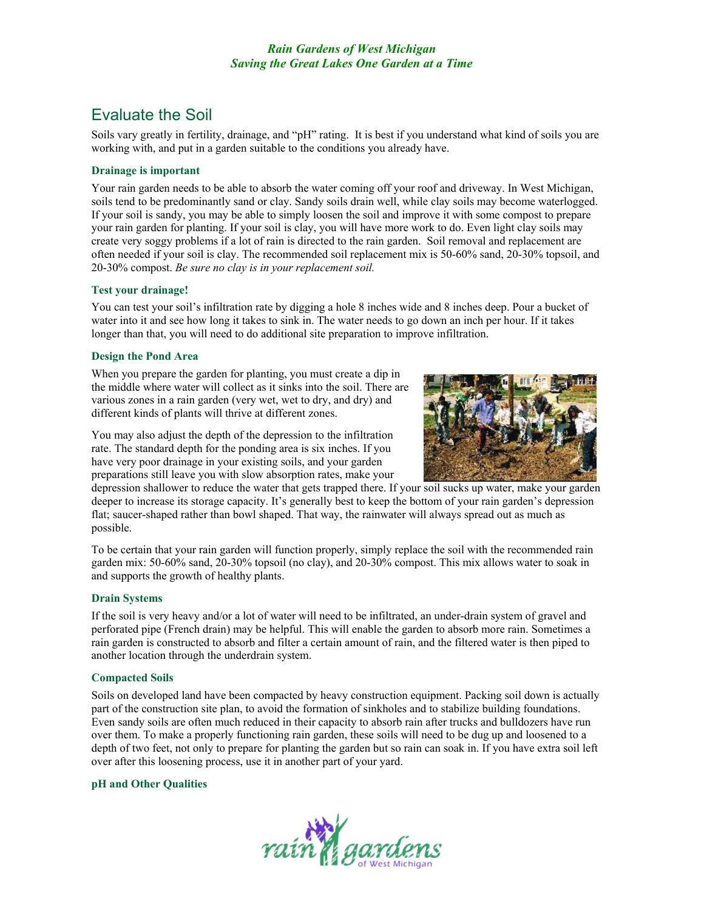## Evaluate the Soil

Soils vary greatly in fertility, drainage, and "pH" rating. It is best if you understand what kind of soils you are working with, and put in a garden suitable to the conditions you already have.

### Drainage is important

Your rain garden needs to be able to absorb the water coming off your roof and driveway. In West Michigan, soils tend to be predominantly sand or clay. Sandy soils drain well, while clay soils may become waterlogged. If your soil is sandy, you may be able to simply loosen the soil and improve it with some compost to prepare your rain garden for planting. If your soil is clay, you will have more work to do. Even light clay soils may create very soggy problems if a lot of rain is directed to the rain garden. Soil removal and replacement are often needed if your soil is clay. The recommended soil replacement mix is 50-60% sand, 20-30% topsoil, and 20-30% compost. *Be sure no clay is in your replacement soil.*

### Test your drainage!

You can test your soil's infiltration rate by digging a hole 8 inches wide and 8 inches deep. Pour a bucket of water into it and see how long it takes to sink in. The water needs to go down an inch per hour. If it takes longer than that, you will need to do additional site preparation to improve infiltration.

### Design the Pond Area

When you prepare the garden for planting, you must create a dip in the middle where water will collect as it sinks into the soil. There are various zones in a rain garden (very wet, wet to dry, and dry) and different kinds of plants will thrive at different zones.

You may also adjust the depth of the depression to the infiltration rate. The standard depth for the ponding area is six inches. If you have very poor drainage in your existing soils, and your garden preparations still leave you with slow absorption rates, make your depression shallower to reduce the water that gets trapped there. If your soil sucks up water, make your garden deeper to increase its storage capacity. It's generally best to keep the bottom of your rain garden's depression flat; saucer-shaped rather than bowl shaped. That way, the rainwater will always spread out as much as possible.

To be certain that your rain garden will function properly, simply replace the soil with the recommended rain garden mix: 50-60% sand, 20-30% topsoil (no clay), and 20-30% compost. This mix allows water to soak in and supports the growth of healthy plants.

### Drain Systems

If the soil is very heavy and/or a lot of water will need to be infiltrated, an under-drain system of gravel and perforated pipe (French drain) may be helpful. This will enable the garden to absorb more rain. Sometimes a rain garden is constructed to absorb and filter a certain amount of rain, and the filtered water is then piped to another location through the underdrain system.

### Compacted Soils

Soils on developed land have been compacted by heavy construction equipment. Packing soil down is actually part of the construction site plan, to avoid the formation of sinkholes and to stabilize building foundations. Even sandy soils are often much reduced in their capacity to absorb rain after trucks and bulldozers have run over them. To make a properly functioning rain garden, these soils will need to be dug up and loosened to a depth of two feet, not only to prepare for planting the garden but so rain can soak in. If you have extra soil left over after this loosening process, use it in another part of your yard.

### pH and Other Qualities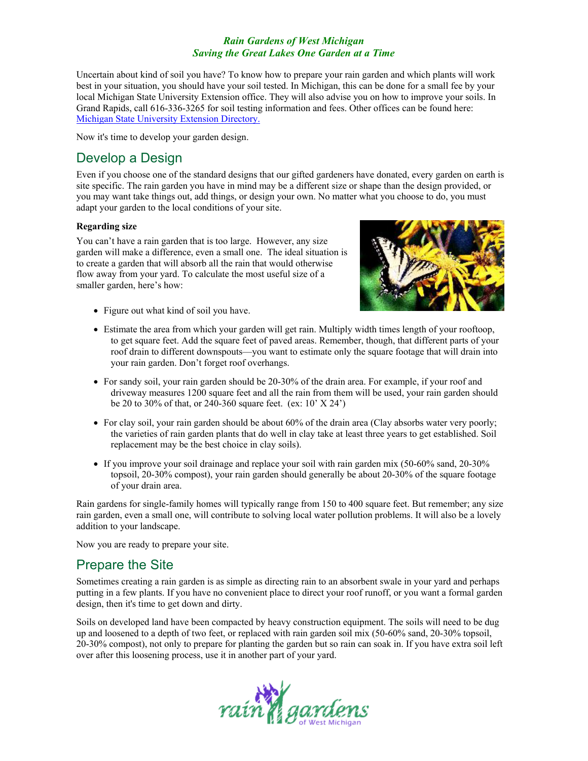Uncertain about kind of soil you have? To know how to prepare your rain garden and which plants will work best in your situation, you should have your soil tested. In Michigan, this can be done for a small fee by your local Michigan State University Extension office. They will also advise you on how to improve your soils. In Grand Rapids, call 616-336-3265 for soil testing information and fees. Other offices can be found here: [Michigan State University Extension Directory.](#)

Now it's time to develop your garden design.

## Develop a Design

Even if you choose one of the standard designs that our gifted gardeners have donated, every garden on earth is site specific. The rain garden you have in mind may be a different size or shape than the design provided, or you may want take things out, add things, or design your own. No matter what you choose to do, you must adapt your garden to the local conditions of your site.

**Regarding size**

You can't have a rain garden that is too large. However, any size garden will make a difference, even a small one. The ideal situation is to create a garden that will absorb all the rain that would otherwise flow away from your yard. To calculate the most useful size of a smaller garden, here's how:

- Figure out what kind of soil you have.
- Estimate the area from which your garden will get rain. Multiply width times length of your rooftoop, to get square feet. Add the square feet of paved areas. Remember, though, that different parts of your roof drain to different downspouts—you want to estimate only the square footage that will drain into your rain garden. Don't forget roof overhangs.
- For sandy soil, your rain garden should be 20-30% of the drain area. For example, if your roof and driveway measures 1200 square feet and all the rain from them will be used, your rain garden should be 20 to 30% of that, or 240-360 square feet. (ex: 10' X 24')
- For clay soil, your rain garden should be about 60% of the drain area (Clay absorbs water very poorly; the varieties of rain garden plants that do well in clay take at least three years to get established. Soil replacement may be the best choice in clay soils).
- If you improve your soil drainage and replace your soil with rain garden mix (50-60% sand, 20-30% topsoil, 20-30% compost), your rain garden should generally be about 20-30% of the square footage of your drain area.

Rain gardens for single-family homes will typically range from 150 to 400 square feet. But remember; any size rain garden, even a small one, will contribute to solving local water pollution problems. It will also be a lovely addition to your landscape.

Now you are ready to prepare your site.

## Prepare the Site

Sometimes creating a rain garden is as simple as directing rain to an absorbent swale in your yard and perhaps putting in a few plants. If you have no convenient place to direct your roof runoff, or you want a formal garden design, then it's time to get down and dirty.

Soils on developed land have been compacted by heavy construction equipment. The soils will need to be dug up and loosened to a depth of two feet, or replaced with rain garden soil mix (50-60% sand, 20-30% topsoil, 20-30% compost), not only to prepare for planting the garden but so rain can soak in. If you have extra soil left over after this loosening process, use it in another part of your yard.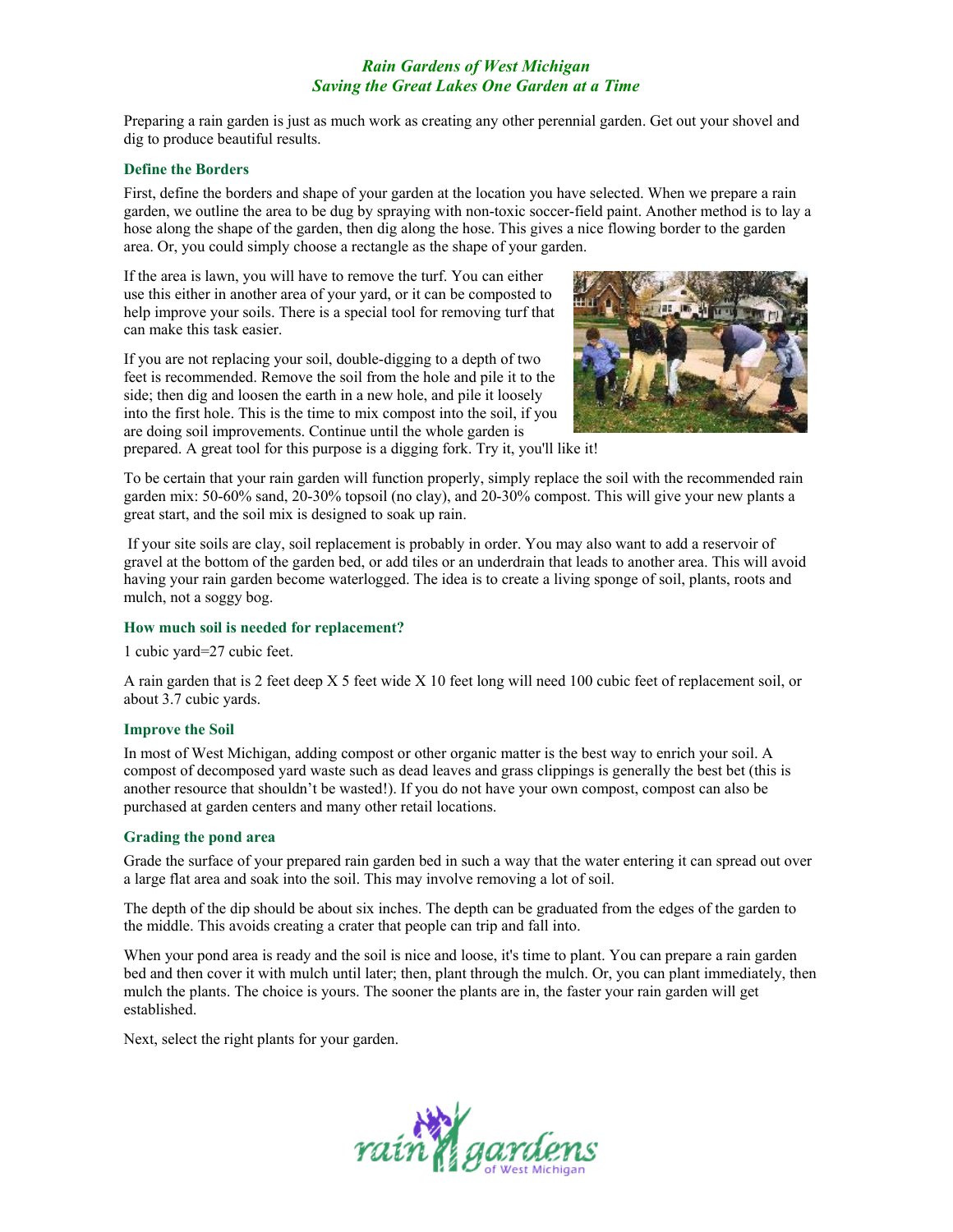*Rain Gardens of West Michigan*
*Saving the Great Lakes One Garden at a Time*

Preparing a rain garden is just as much work as creating any other perennial garden. Get out your shovel and dig to produce beautiful results.

### Define the Borders

First, define the borders and shape of your garden at the location you have selected. When we prepare a rain garden, we outline the area to be dug by spraying with non-toxic soccer-field paint. Another method is to lay a hose along the shape of the garden, then dig along the hose. This gives a nice flowing border to the garden area. Or, you could simply choose a rectangle as the shape of your garden.

If the area is lawn, you will have to remove the turf. You can either use this either in another area of your yard, or it can be composted to help improve your soils. There is a special tool for removing turf that can make this task easier.

If you are not replacing your soil, double-digging to a depth of two feet is recommended. Remove the soil from the hole and pile it to the side; then dig and loosen the earth in a new hole, and pile it loosely into the first hole. This is the time to mix compost into the soil, if you are doing soil improvements. Continue until the whole garden is prepared. A great tool for this purpose is a digging fork. Try it, you'll like it!

To be certain that your rain garden will function properly, simply replace the soil with the recommended rain garden mix: 50-60% sand, 20-30% topsoil (no clay), and 20-30% compost. This will give your new plants a great start, and the soil mix is designed to soak up rain.

If your site soils are clay, soil replacement is probably in order. You may also want to add a reservoir of gravel at the bottom of the garden bed, or add tiles or an underdrain that leads to another area. This will avoid having your rain garden become waterlogged. The idea is to create a living sponge of soil, plants, roots and mulch, not a soggy bog.

### How much soil is needed for replacement?

1 cubic yard=27 cubic feet.

A rain garden that is 2 feet deep X 5 feet wide X 10 feet long will need 100 cubic feet of replacement soil, or about 3.7 cubic yards.

### Improve the Soil

In most of West Michigan, adding compost or other organic matter is the best way to enrich your soil. A compost of decomposed yard waste such as dead leaves and grass clippings is generally the best bet (this is another resource that shouldn't be wasted!). If you do not have your own compost, compost can also be purchased at garden centers and many other retail locations.

### Grading the pond area

Grade the surface of your prepared rain garden bed in such a way that the water entering it can spread out over a large flat area and soak into the soil. This may involve removing a lot of soil.

The depth of the dip should be about six inches. The depth can be graduated from the edges of the garden to the middle. This avoids creating a crater that people can trip and fall into.

When your pond area is ready and the soil is nice and loose, it's time to plant. You can prepare a rain garden bed and then cover it with mulch until later; then, plant through the mulch. Or, you can plant immediately, then mulch the plants. The choice is yours. The sooner the plants are in, the faster your rain garden will get established.

Next, select the right plants for your garden.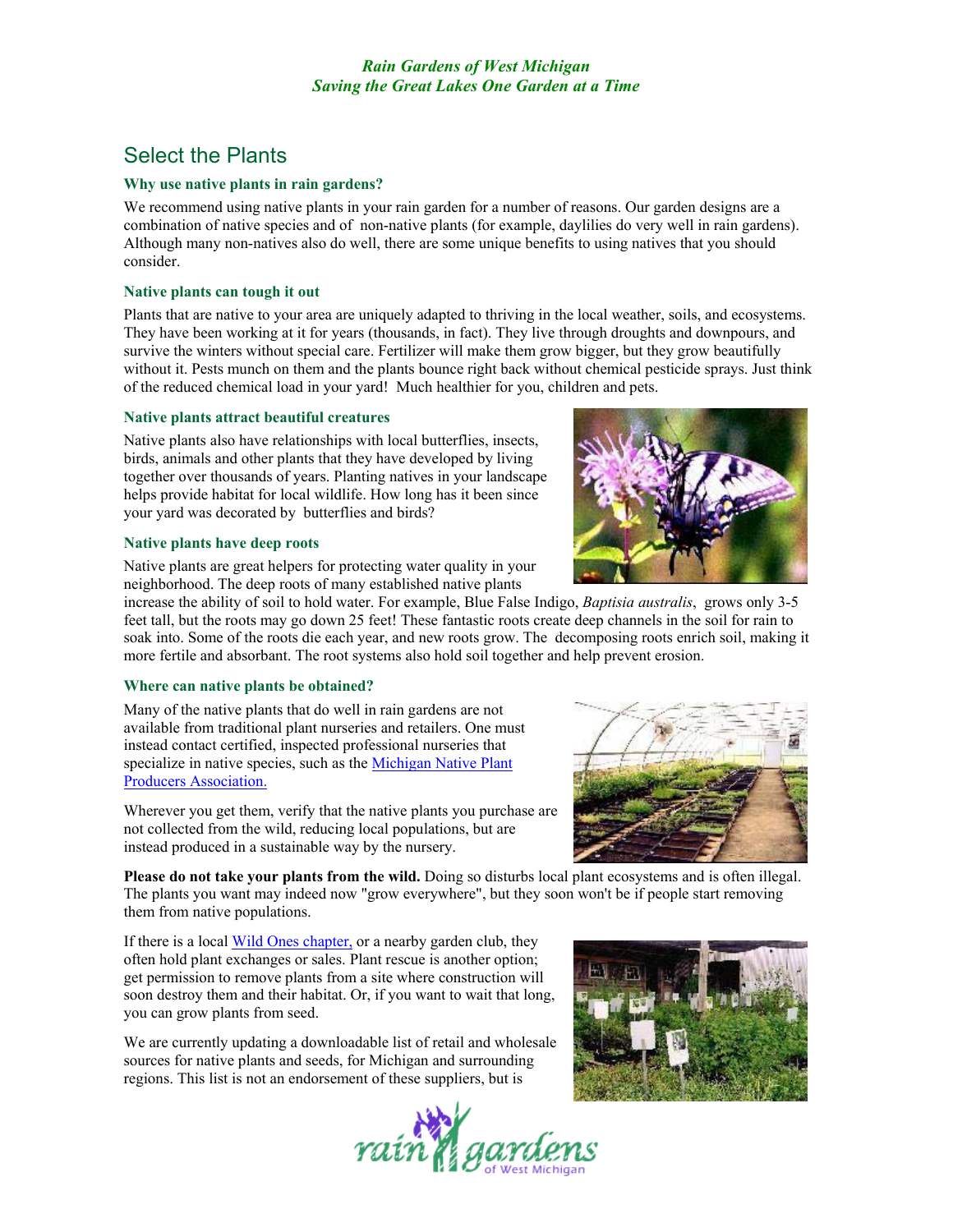## Select the Plants

### Why use native plants in rain gardens?

We recommend using native plants in your rain garden for a number of reasons. Our garden designs are a combination of native species and of non-native plants (for example, daylilies do very well in rain gardens). Although many non-natives also do well, there are some unique benefits to using natives that you should consider.

### Native plants can tough it out

Plants that are native to your area are uniquely adapted to thriving in the local weather, soils, and ecosystems. They have been working at it for years (thousands, in fact). They live through droughts and downpours, and survive the winters without special care. Fertilizer will make them grow bigger, but they grow beautifully without it. Pests munch on them and the plants bounce right back without chemical pesticide sprays. Just think of the reduced chemical load in your yard! Much healthier for you, children and pets.

### Native plants attract beautiful creatures

Native plants also have relationships with local butterflies, insects, birds, animals and other plants that they have developed by living together over thousands of years. Planting natives in your landscape helps provide habitat for local wildlife. How long has it been since your yard was decorated by butterflies and birds?

### Native plants have deep roots

Native plants are great helpers for protecting water quality in your neighborhood. The deep roots of many established native plants increase the ability of soil to hold water. For example, Blue False Indigo, *Baptisia australis*, grows only 3-5 feet tall, but the roots may go down 25 feet! These fantastic roots create deep channels in the soil for rain to soak into. Some of the roots die each year, and new roots grow. The decomposing roots enrich soil, making it more fertile and absorbant. The root systems also hold soil together and help prevent erosion.

### Where can native plants be obtained?

Many of the native plants that do well in rain gardens are not available from traditional plant nurseries and retailers. One must instead contact certified, inspected professional nurseries that specialize in native species, such as the [Michigan Native Plant Producers Association.]

Wherever you get them, verify that the native plants you purchase are not collected from the wild, reducing local populations, but are instead produced in a sustainable way by the nursery.

**Please do not take your plants from the wild.** Doing so disturbs local plant ecosystems and is often illegal. The plants you want may indeed now "grow everywhere", but they soon won't be if people start removing them from native populations.

If there is a local [Wild Ones chapter,] or a nearby garden club, they often hold plant exchanges or sales. Plant rescue is another option; get permission to remove plants from a site where construction will soon destroy them and their habitat. Or, if you want to wait that long, you can grow plants from seed.

We are currently updating a downloadable list of retail and wholesale sources for native plants and seeds, for Michigan and surrounding regions. This list is not an endorsement of these suppliers, but is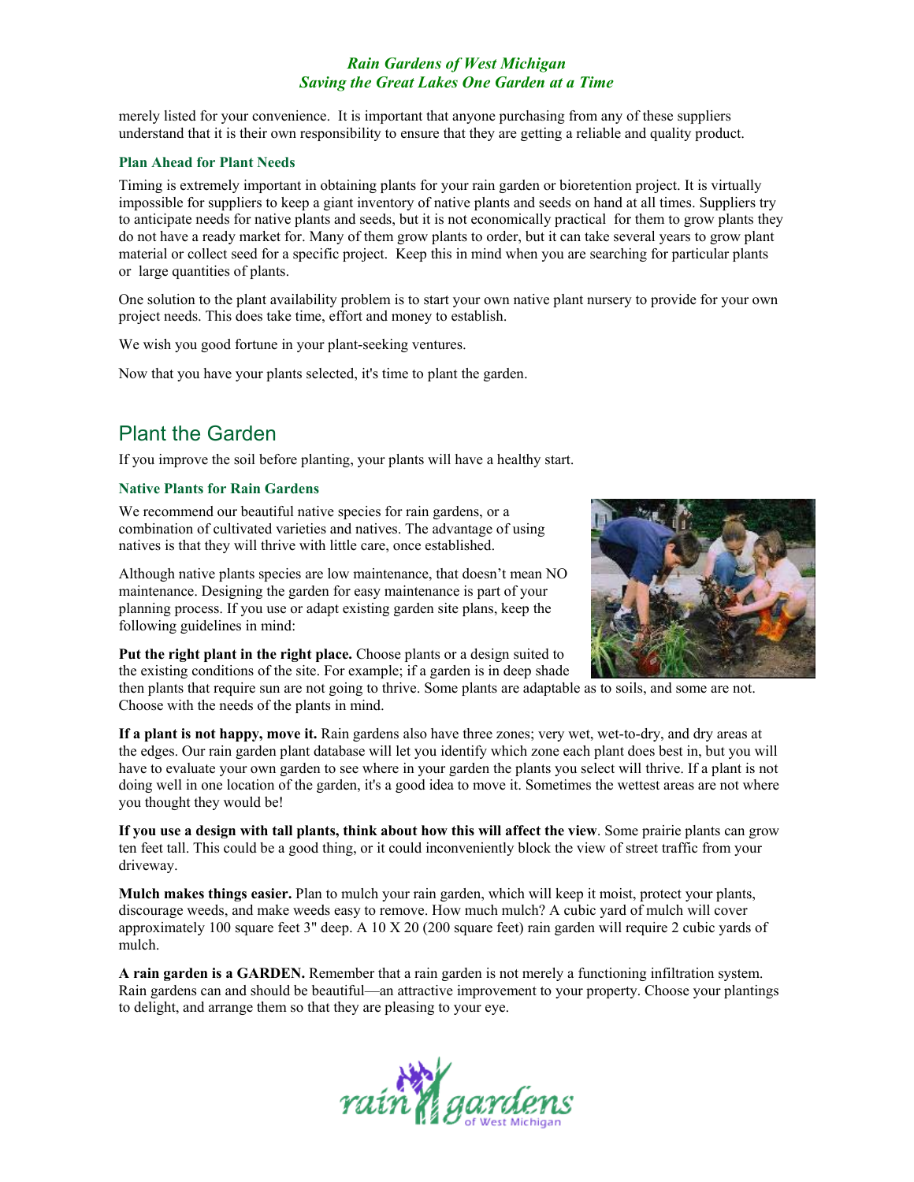merely listed for your convenience. It is important that anyone purchasing from any of these suppliers understand that it is their own responsibility to ensure that they are getting a reliable and quality product.

### Plan Ahead for Plant Needs

Timing is extremely important in obtaining plants for your rain garden or bioretention project. It is virtually impossible for suppliers to keep a giant inventory of native plants and seeds on hand at all times. Suppliers try to anticipate needs for native plants and seeds, but it is not economically practical for them to grow plants they do not have a ready market for. Many of them grow plants to order, but it can take several years to grow plant material or collect seed for a specific project. Keep this in mind when you are searching for particular plants or large quantities of plants.

One solution to the plant availability problem is to start your own native plant nursery to provide for your own project needs. This does take time, effort and money to establish.

We wish you good fortune in your plant-seeking ventures.

Now that you have your plants selected, it's time to plant the garden.

## Plant the Garden

If you improve the soil before planting, your plants will have a healthy start.

### Native Plants for Rain Gardens

We recommend our beautiful native species for rain gardens, or a combination of cultivated varieties and natives. The advantage of using natives is that they will thrive with little care, once established.

Although native plants species are low maintenance, that doesn't mean NO maintenance. Designing the garden for easy maintenance is part of your planning process. If you use or adapt existing garden site plans, keep the following guidelines in mind:

**Put the right plant in the right place.** Choose plants or a design suited to the existing conditions of the site. For example; if a garden is in deep shade then plants that require sun are not going to thrive. Some plants are adaptable as to soils, and some are not. Choose with the needs of the plants in mind.

**If a plant is not happy, move it.** Rain gardens also have three zones; very wet, wet-to-dry, and dry areas at the edges. Our rain garden plant database will let you identify which zone each plant does best in, but you will have to evaluate your own garden to see where in your garden the plants you select will thrive. If a plant is not doing well in one location of the garden, it's a good idea to move it. Sometimes the wettest areas are not where you thought they would be!

**If you use a design with tall plants, think about how this will affect the view**. Some prairie plants can grow ten feet tall. This could be a good thing, or it could inconveniently block the view of street traffic from your driveway.

**Mulch makes things easier.** Plan to mulch your rain garden, which will keep it moist, protect your plants, discourage weeds, and make weeds easy to remove. How much mulch? A cubic yard of mulch will cover approximately 100 square feet 3" deep. A 10 X 20 (200 square feet) rain garden will require 2 cubic yards of mulch.

**A rain garden is a GARDEN.** Remember that a rain garden is not merely a functioning infiltration system. Rain gardens can and should be beautiful—an attractive improvement to your property. Choose your plantings to delight, and arrange them so that they are pleasing to your eye.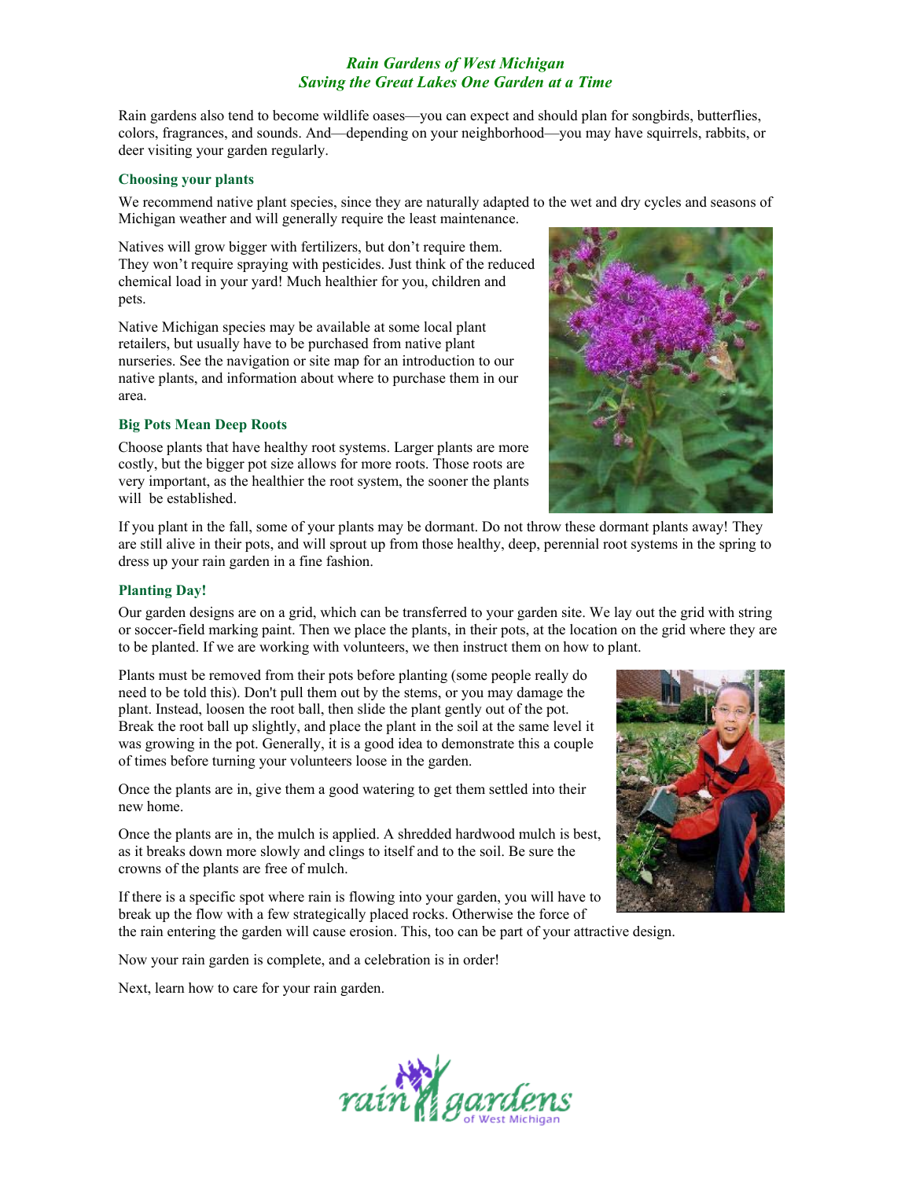*Rain Gardens of West Michigan*
*Saving the Great Lakes One Garden at a Time*

Rain gardens also tend to become wildlife oases—you can expect and should plan for songbirds, butterflies, colors, fragrances, and sounds. And—depending on your neighborhood—you may have squirrels, rabbits, or deer visiting your garden regularly.

### Choosing your plants

We recommend native plant species, since they are naturally adapted to the wet and dry cycles and seasons of Michigan weather and will generally require the least maintenance.

Natives will grow bigger with fertilizers, but don't require them. They won't require spraying with pesticides. Just think of the reduced chemical load in your yard! Much healthier for you, children and pets.

Native Michigan species may be available at some local plant retailers, but usually have to be purchased from native plant nurseries. See the navigation or site map for an introduction to our native plants, and information about where to purchase them in our area.

### Big Pots Mean Deep Roots

Choose plants that have healthy root systems. Larger plants are more costly, but the bigger pot size allows for more roots. Those roots are very important, as the healthier the root system, the sooner the plants will be established.

If you plant in the fall, some of your plants may be dormant. Do not throw these dormant plants away! They are still alive in their pots, and will sprout up from those healthy, deep, perennial root systems in the spring to dress up your rain garden in a fine fashion.

### Planting Day!

Our garden designs are on a grid, which can be transferred to your garden site. We lay out the grid with string or soccer-field marking paint. Then we place the plants, in their pots, at the location on the grid where they are to be planted. If we are working with volunteers, we then instruct them on how to plant.

Plants must be removed from their pots before planting (some people really do need to be told this). Don't pull them out by the stems, or you may damage the plant. Instead, loosen the root ball, then slide the plant gently out of the pot. Break the root ball up slightly, and place the plant in the soil at the same level it was growing in the pot. Generally, it is a good idea to demonstrate this a couple of times before turning your volunteers loose in the garden.

Once the plants are in, give them a good watering to get them settled into their new home.

Once the plants are in, the mulch is applied. A shredded hardwood mulch is best, as it breaks down more slowly and clings to itself and to the soil. Be sure the crowns of the plants are free of mulch.

If there is a specific spot where rain is flowing into your garden, you will have to break up the flow with a few strategically placed rocks. Otherwise the force of the rain entering the garden will cause erosion. This, too can be part of your attractive design.

Now your rain garden is complete, and a celebration is in order!

Next, learn how to care for your rain garden.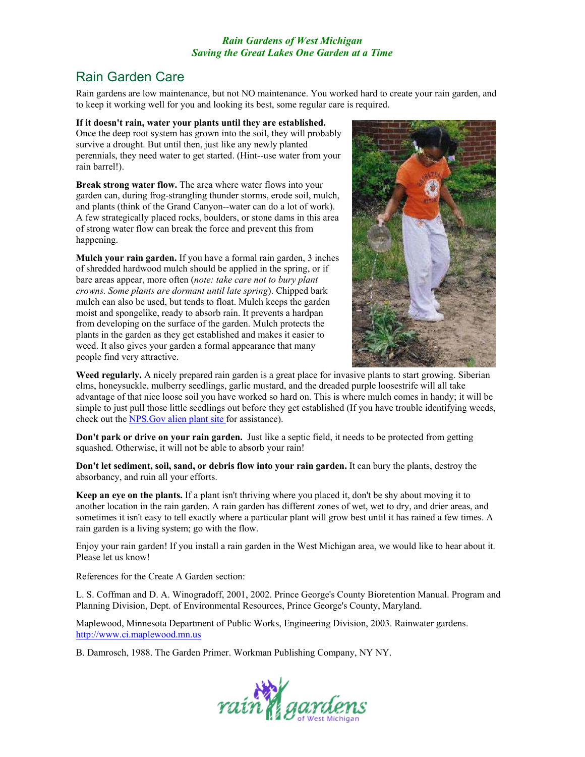# Rain Garden Care

Rain gardens are low maintenance, but not NO maintenance. You worked hard to create your rain garden, and to keep it working well for you and looking its best, some regular care is required.

**If it doesn't rain, water your plants until they are established.** Once the deep root system has grown into the soil, they will probably survive a drought. But until then, just like any newly planted perennials, they need water to get started. (Hint--use water from your rain barrel!).

**Break strong water flow.** The area where water flows into your garden can, during frog-strangling thunder storms, erode soil, mulch, and plants (think of the Grand Canyon--water can do a lot of work). A few strategically placed rocks, boulders, or stone dams in this area of strong water flow can break the force and prevent this from happening.

**Mulch your rain garden.** If you have a formal rain garden, 3 inches of shredded hardwood mulch should be applied in the spring, or if bare areas appear, more often (*note: take care not to bury plant crowns. Some plants are dormant until late spring*). Chipped bark mulch can also be used, but tends to float. Mulch keeps the garden moist and spongelike, ready to absorb rain. It prevents a hardpan from developing on the surface of the garden. Mulch protects the plants in the garden as they get established and makes it easier to weed. It also gives your garden a formal appearance that many people find very attractive.

**Weed regularly.** A nicely prepared rain garden is a great place for invasive plants to start growing. Siberian elms, honeysuckle, mulberry seedlings, garlic mustard, and the dreaded purple loosestrife will all take advantage of that nice loose soil you have worked so hard on. This is where mulch comes in handy; it will be simple to just pull those little seedlings out before they get established (If you have trouble identifying weeds, check out the [NPS.Gov alien plant site](NPS.Gov alien plant site) for assistance).

**Don't park or drive on your rain garden.** Just like a septic field, it needs to be protected from getting squashed. Otherwise, it will not be able to absorb your rain!

**Don't let sediment, soil, sand, or debris flow into your rain garden.** It can bury the plants, destroy the absorbancy, and ruin all your efforts.

**Keep an eye on the plants.** If a plant isn't thriving where you placed it, don't be shy about moving it to another location in the rain garden. A rain garden has different zones of wet, wet to dry, and drier areas, and sometimes it isn't easy to tell exactly where a particular plant will grow best until it has rained a few times. A rain garden is a living system; go with the flow.

Enjoy your rain garden! If you install a rain garden in the West Michigan area, we would like to hear about it. Please let us know!

References for the Create A Garden section:

L. S. Coffman and D. A. Winogradoff, 2001, 2002. Prince George's County Bioretention Manual. Program and Planning Division, Dept. of Environmental Resources, Prince George's County, Maryland.

Maplewood, Minnesota Department of Public Works, Engineering Division, 2003. Rainwater gardens. http://www.ci.maplewood.mn.us

B. Damrosch, 1988. The Garden Primer. Workman Publishing Company, NY NY.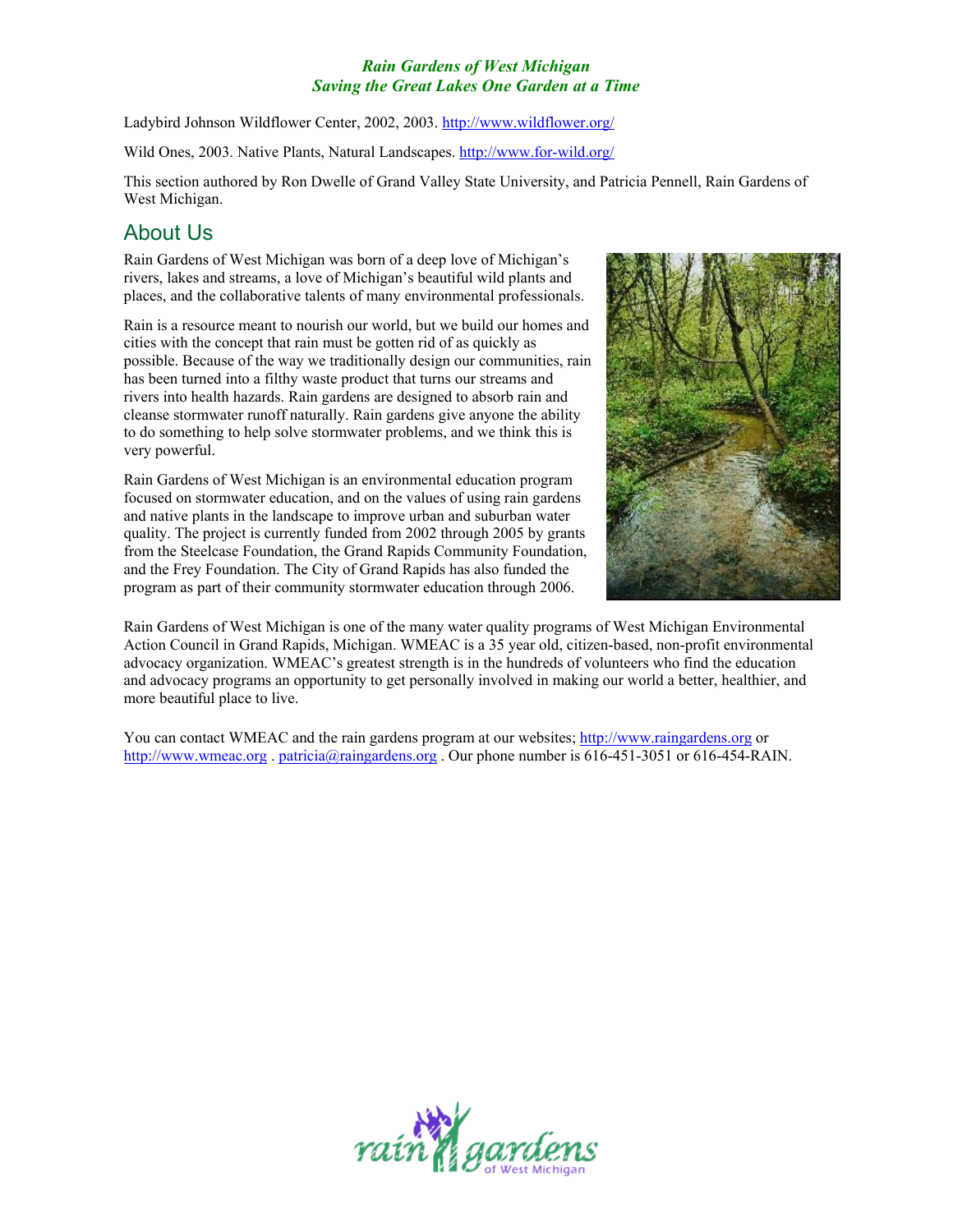Ladybird Johnson Wildflower Center, 2002, 2003. http://www.wildflower.org/

Wild Ones, 2003. Native Plants, Natural Landscapes. http://www.for-wild.org/

This section authored by Ron Dwelle of Grand Valley State University, and Patricia Pennell, Rain Gardens of West Michigan.

## About Us

Rain Gardens of West Michigan was born of a deep love of Michigan's rivers, lakes and streams, a love of Michigan's beautiful wild plants and places, and the collaborative talents of many environmental professionals.

Rain is a resource meant to nourish our world, but we build our homes and cities with the concept that rain must be gotten rid of as quickly as possible. Because of the way we traditionally design our communities, rain has been turned into a filthy waste product that turns our streams and rivers into health hazards. Rain gardens are designed to absorb rain and cleanse stormwater runoff naturally. Rain gardens give anyone the ability to do something to help solve stormwater problems, and we think this is very powerful.

Rain Gardens of West Michigan is an environmental education program focused on stormwater education, and on the values of using rain gardens and native plants in the landscape to improve urban and suburban water quality. The project is currently funded from 2002 through 2005 by grants from the Steelcase Foundation, the Grand Rapids Community Foundation, and the Frey Foundation. The City of Grand Rapids has also funded the program as part of their community stormwater education through 2006.

Rain Gardens of West Michigan is one of the many water quality programs of West Michigan Environmental Action Council in Grand Rapids, Michigan. WMEAC is a 35 year old, citizen-based, non-profit environmental advocacy organization. WMEAC's greatest strength is in the hundreds of volunteers who find the education and advocacy programs an opportunity to get personally involved in making our world a better, healthier, and more beautiful place to live.

You can contact WMEAC and the rain gardens program at our websites; http://www.raingardens.org or http://www.wmeac.org . patricia@raingardens.org . Our phone number is 616-451-3051 or 616-454-RAIN.